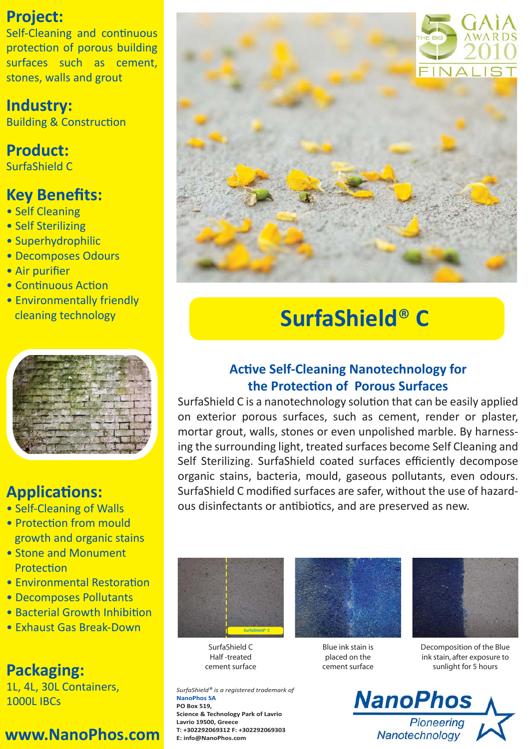## Project:

Self-Cleaning and continuous protection of porous building surfaces such as cement, stones, walls and grout

## Industry:

Building & Construction

## Product:

SurfaShield C

## Key Benefits:

- Self Cleaning
- Self Sterilizing
- Superhydrophilic
- Decomposes Odours
- Air purifier
- Continuous Action
- Environmentally friendly cleaning technology

## Applications:

- Self-Cleaning of Walls
- Protection from mould growth and organic stains
- Stone and Monument Protection
- Environmental Restoration
- Decomposes Pollutants
- Bacterial Growth Inhibition
- Exhaust Gas Break-Down

## Packaging:

1L, 4L, 30L Containers, 1000L IBCs

**www.NanoPhos.com**

THE BIG 5 GAIA AWARDS 2010 FINALIST

# SurfaShield® C

### Active Self-Cleaning Nanotechnology for the Protection of Porous Surfaces

SurfaShield C is a nanotechnology solution that can be easily applied on exterior porous surfaces, such as cement, render or plaster, mortar grout, walls, stones or even unpolished marble. By harnessing the surrounding light, treated surfaces become Self Cleaning and Self Sterilizing. SurfaShield coated surfaces efficiently decompose organic stains, bacteria, mould, gaseous pollutants, even odours. SurfaShield C modified surfaces are safer, without the use of hazardous disinfectants or antibiotics, and are preserved as new.

SurfaShield® C

SurfaShield C Half -treated cement surface

Blue ink stain is placed on the cement surface

Decomposition of the Blue ink stain, after exposure to sunlight for 5 hours

*SurfaShield® is a registered trademark of*
**NanoPhos SA**
**PO Box 519,**
**Science & Technology Park of Lavrio**
**Lavrio 19500, Greece**
**T: +302292069312 F: +302292069303**
**E: info@NanoPhos.com**

**NanoPhos**
*Pioneering Nanotechnology*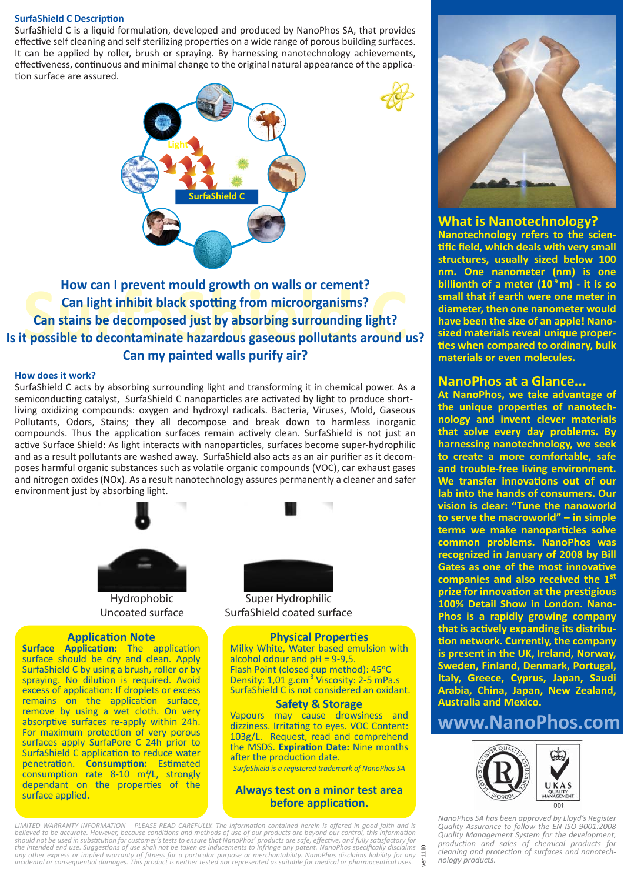## SurfaShield C Description

SurfaShield C is a liquid formulation, developed and produced by NanoPhos SA, that provides effective self cleaning and self sterilizing properties on a wide range of porous building surfaces. It can be applied by roller, brush or spraying. By harnessing nanotechnology achievements, effectiveness, continuous and minimal change to the original natural appearance of the application surface are assured.

Light

SurfaShield C

### How can I prevent mould growth on walls or cement?
### Can light inhibit black spotting from microorganisms?
### Can stains be decomposed just by absorbing surrounding light?
### Is it possible to decontaminate hazardous gaseous pollutants around us?
### Can my painted walls purify air?

## How does it work?

SurfaShield C acts by absorbing surrounding light and transforming it in chemical power. As a semiconducting catalyst, SurfaShield C nanoparticles are activated by light to produce short-living oxidizing compounds: oxygen and hydroxyl radicals. Bacteria, Viruses, Mold, Gaseous Pollutants, Odors, Stains; they all decompose and break down to harmless inorganic compounds. Thus the application surfaces remain actively clean. SurfaShield is not just an active Surface Shield: As light interacts with nanoparticles, surfaces become super-hydrophilic and as a result pollutants are washed away. SurfaShield also acts as an air purifier as it decomposes harmful organic substances such as volatile organic compounds (VOC), car exhaust gases and nitrogen oxides (NOx). As a result nanotechnology assures permanently a cleaner and safer environment just by absorbing light.

Hydrophobic
Uncoated surface

Super Hydrophilic
SurfaShield coated surface

### Application Note

**Surface Application:** The application surface should be dry and clean. Apply SurfaShield C by using a brush, roller or by spraying. No dilution is required. Avoid excess of application: If droplets or excess remains on the application surface, remove by using a wet cloth. On very absorptive surfaces re-apply within 24h. For maximum protection of very porous surfaces apply SurfaPore C 24h prior to SurfaShield C application to reduce water penetration. **Consumption:** Estimated consumption rate 8-10 $m^2$/L, strongly dependant on the properties of the surface applied.

### Physical Properties

Milky White, Water based emulsion with alcohol odour and pH = 9-9,5.
Flash Point (closed cup method): 45ºC
Density: 1,01 $g.cm^{-3}$ Viscosity: 2-5 mPa.s
SurfaShield C is not considered an oxidant.

### Safety & Storage

Vapours may cause drowsiness and dizziness. Irritating to eyes. VOC Content: 103g/L. Request, read and comprehend the MSDS. **Expiration Date:** Nine months after the production date.

*SurfaShield is a registered trademark of NanoPhos SA*

**Always test on a minor test area before application.**

*LIMITED WARRANTY INFORMATION – PLEASE READ CAREFULLY. The information contained herein is offered in good faith and is believed to be accurate. However, because conditions and methods of use of our products are beyond our control, this information should not be used in substitution for customer's tests to ensure that NanoPhos' products are safe, effective, and fully satisfactory for the intended end use. Suggestions of use shall not be taken as inducements to infringe any patent. NanoPhos specifically disclaims any other express or implied warranty of fitness for a particular purpose or merchantability. NanoPhos disclaims liability for any incidental or consequential damages. This product is neither tested nor represented as suitable for medical or pharmaceutical uses.*

ver 1110

## What is Nanotechnology?

**Nanotechnology refers to the scientific field, which deals with very small structures, usually sized below 100 nm. One nanometer (nm) is one billionth of a meter ($10^{-9}$ m) - it is so small that if earth were one meter in diameter, then one nanometer would have been the size of an apple! Nano-sized materials reveal unique properties when compared to ordinary, bulk materials or even molecules.**

## NanoPhos at a Glance...

**At NanoPhos, we take advantage of the unique properties of nanotechnology and invent clever materials that solve every day problems. By harnessing nanotechnology, we seek to create a more comfortable, safe and trouble-free living environment. We transfer innovations out of our lab into the hands of consumers. Our vision is clear: "Tune the nanoworld to serve the macroworld" – in simple terms we make nanoparticles solve common problems. NanoPhos was recognized in January of 2008 by Bill Gates as one of the most innovative companies and also received the 1st prize for innovation at the prestigious 100% Detail Show in London. NanoPhos is a rapidly growing company that is actively expanding its distribution network. Currently, the company is present in the UK, Ireland, Norway, Sweden, Finland, Denmark, Portugal, Italy, Greece, Cyprus, Japan, Saudi Arabia, China, Japan, New Zealand, Australia and Mexico.**

## www.NanoPhos.com

LLOYD'S REGISTER QUALITY ASSURANCE ISO9001

UKAS QUALITY MANAGEMENT 001

*NanoPhos SA has been approved by Lloyd's Register Quality Assurance to follow the EN ISO 9001:2008 Quality Management System for the development, production and sales of chemical products for cleaning and protection of surfaces and nanotechnology products.*